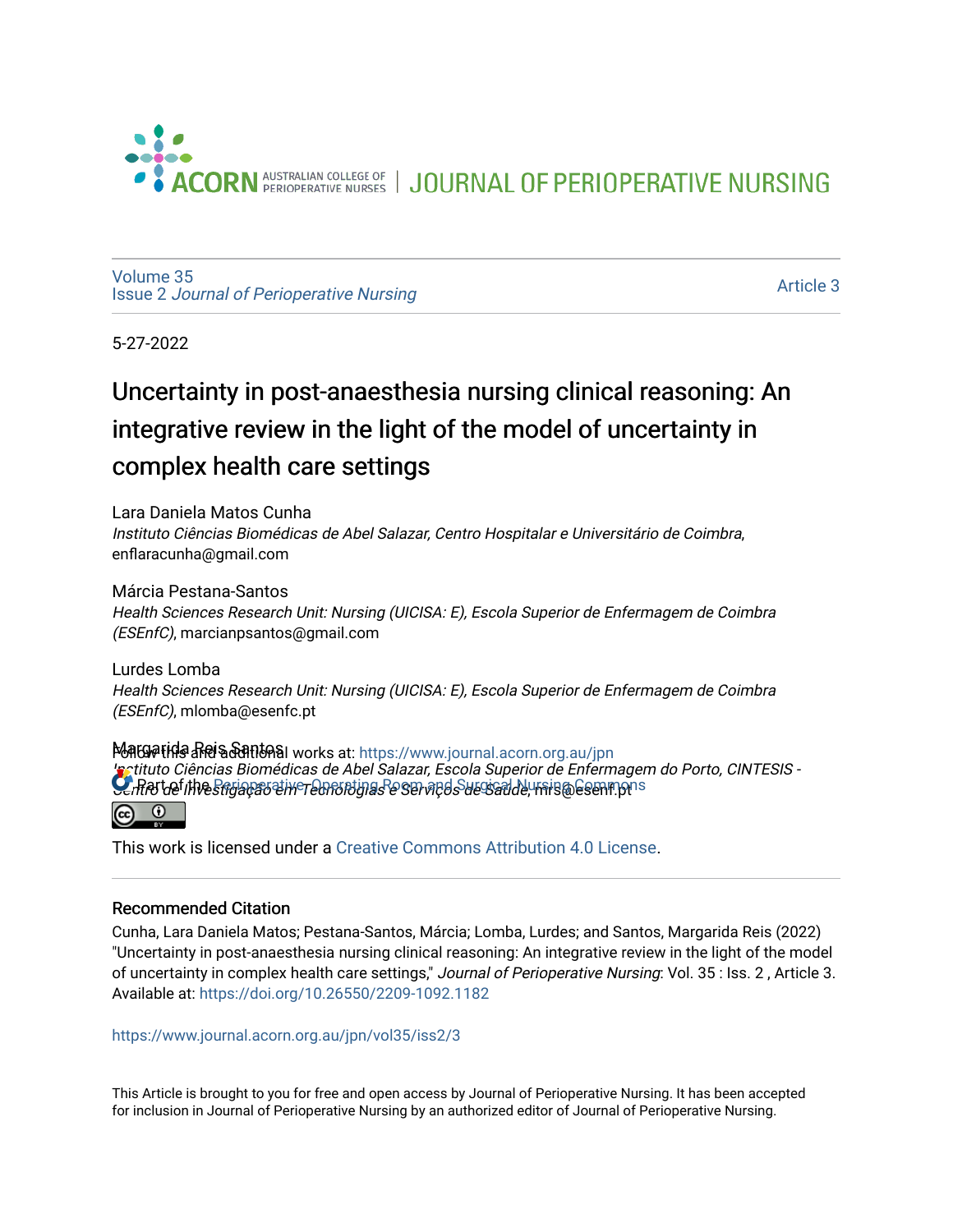ACORN AUSTRALIAN COLLEGE OF PERIOPERATIVE NURSES | JOURNAL OF PERIOPERATIVE NURSING

Volume 35
Issue 2 *Journal of Perioperative Nursing*

Article 3

5-27-2022

# Uncertainty in post-anaesthesia nursing clinical reasoning: An integrative review in the light of the model of uncertainty in complex health care settings

Lara Daniela Matos Cunha
*Instituto Ciências Biomédicas de Abel Salazar, Centro Hospitalar e Universitário de Coimbra*, enflaracunha@gmail.com

Márcia Pestana-Santos
*Health Sciences Research Unit: Nursing (UICISA: E), Escola Superior de Enfermagem de Coimbra (ESEnfC)*, marcianpsantos@gmail.com

Lurdes Lomba
*Health Sciences Research Unit: Nursing (UICISA: E), Escola Superior de Enfermagem de Coimbra (ESEnfC)*, mlomba@esenfc.pt

Margarida Reis Santos
*Instituto Ciências Biomédicas de Abel Salazar, Escola Superior de Enfermagem do Porto, CINTESIS - Centro de Investigação em Tecnologias e Serviços de Saúde*, mrs@esenf.pt

Follow this and additional works at: https://www.journal.acorn.org.au/jpn

Part of the Perioperative, Operating Room and Surgical Nursing Commons

This work is licensed under a Creative Commons Attribution 4.0 License.

## Recommended Citation

Cunha, Lara Daniela Matos; Pestana-Santos, Márcia; Lomba, Lurdes; and Santos, Margarida Reis (2022) "Uncertainty in post-anaesthesia nursing clinical reasoning: An integrative review in the light of the model of uncertainty in complex health care settings," *Journal of Perioperative Nursing*: Vol. 35 : Iss. 2 , Article 3.
Available at: https://doi.org/10.26550/2209-1092.1182

https://www.journal.acorn.org.au/jpn/vol35/iss2/3

This Article is brought to you for free and open access by Journal of Perioperative Nursing. It has been accepted for inclusion in Journal of Perioperative Nursing by an authorized editor of Journal of Perioperative Nursing.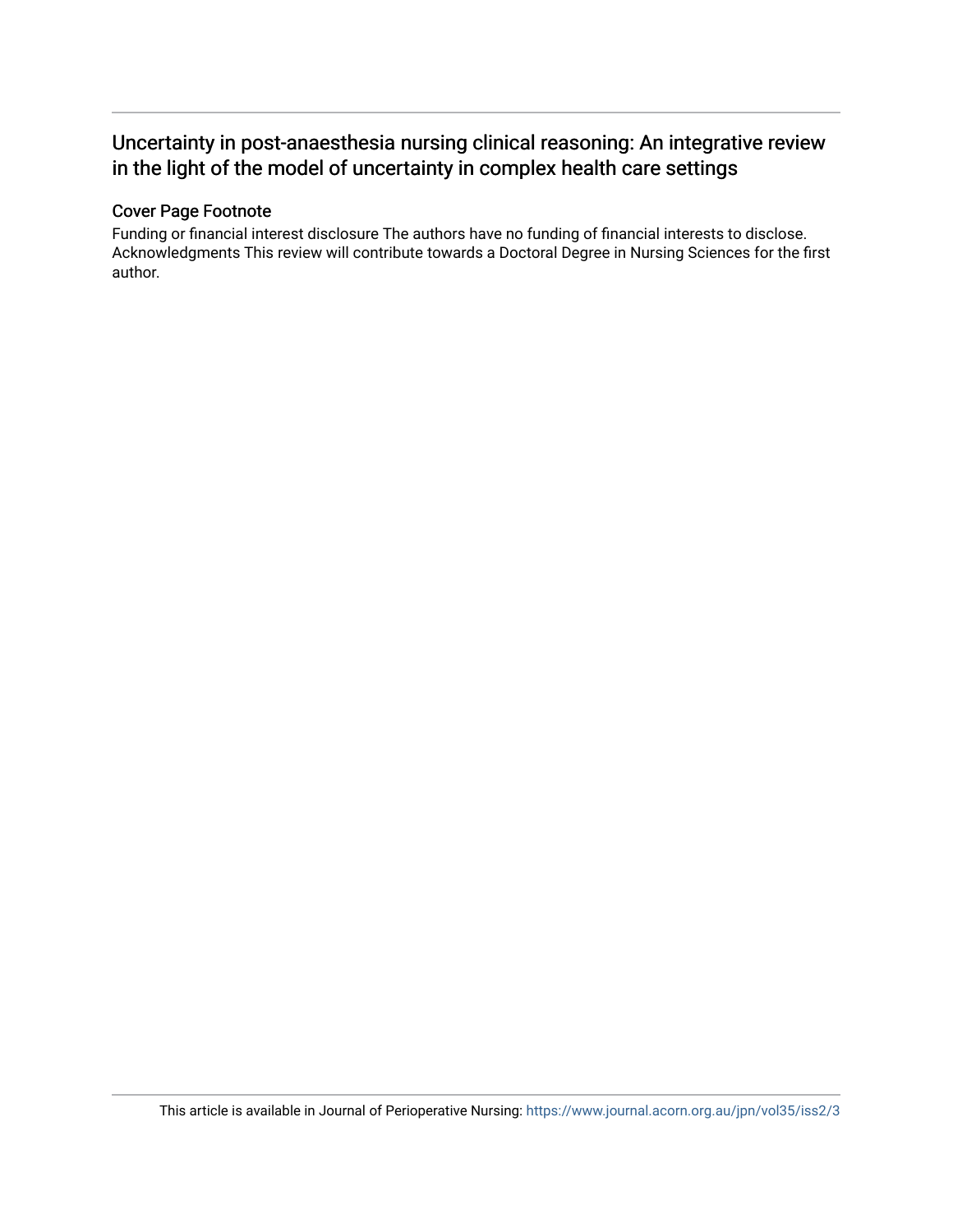## Uncertainty in post-anaesthesia nursing clinical reasoning: An integrative review in the light of the model of uncertainty in complex health care settings

### Cover Page Footnote

Funding or financial interest disclosure The authors have no funding of financial interests to disclose. Acknowledgments This review will contribute towards a Doctoral Degree in Nursing Sciences for the first author.

This article is available in Journal of Perioperative Nursing: https://www.journal.acorn.org.au/jpn/vol35/iss2/3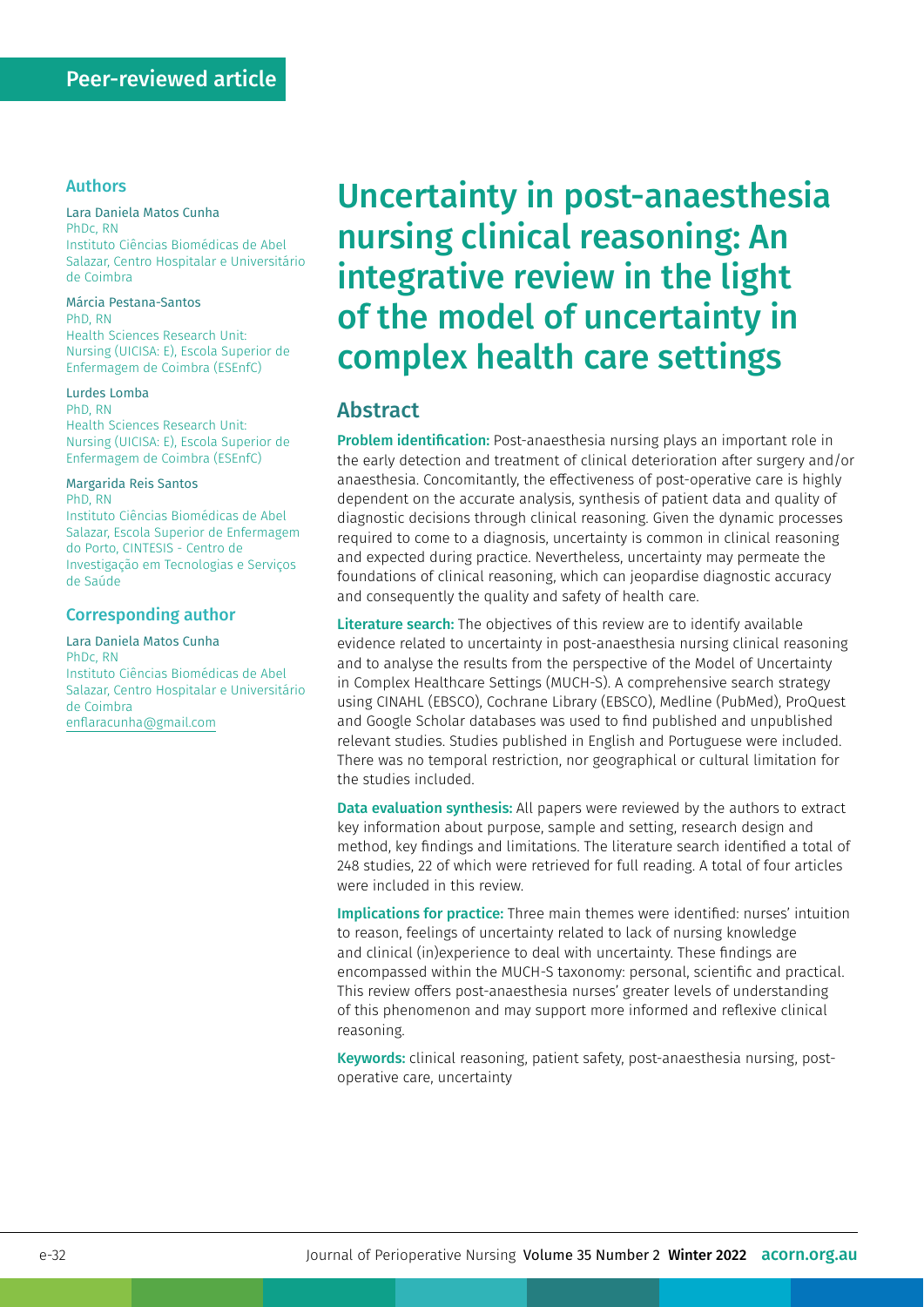Peer-reviewed article

# Uncertainty in post-anaesthesia nursing clinical reasoning: An integrative review in the light of the model of uncertainty in complex health care settings

## Authors

**Lara Daniela Matos Cunha**
PhDc, RN
Instituto Ciências Biomédicas de Abel Salazar, Centro Hospitalar e Universitário de Coimbra

**Márcia Pestana-Santos**
PhD, RN
Health Sciences Research Unit: Nursing (UICISA: E), Escola Superior de Enfermagem de Coimbra (ESEnfC)

**Lurdes Lomba**
PhD, RN
Health Sciences Research Unit: Nursing (UICISA: E), Escola Superior de Enfermagem de Coimbra (ESEnfC)

**Margarida Reis Santos**
PhD, RN
Instituto Ciências Biomédicas de Abel Salazar, Escola Superior de Enfermagem do Porto, CINTESIS - Centro de Investigação em Tecnologias e Serviços de Saúde

## Corresponding author

**Lara Daniela Matos Cunha**
PhDc, RN
Instituto Ciências Biomédicas de Abel Salazar, Centro Hospitalar e Universitário de Coimbra
enflaracunha@gmail.com

## Abstract

**Problem identification:** Post-anaesthesia nursing plays an important role in the early detection and treatment of clinical deterioration after surgery and/or anaesthesia. Concomitantly, the effectiveness of post-operative care is highly dependent on the accurate analysis, synthesis of patient data and quality of diagnostic decisions through clinical reasoning. Given the dynamic processes required to come to a diagnosis, uncertainty is common in clinical reasoning and expected during practice. Nevertheless, uncertainty may permeate the foundations of clinical reasoning, which can jeopardise diagnostic accuracy and consequently the quality and safety of health care.

**Literature search:** The objectives of this review are to identify available evidence related to uncertainty in post-anaesthesia nursing clinical reasoning and to analyse the results from the perspective of the Model of Uncertainty in Complex Healthcare Settings (MUCH-S). A comprehensive search strategy using CINAHL (EBSCO), Cochrane Library (EBSCO), Medline (PubMed), ProQuest and Google Scholar databases was used to find published and unpublished relevant studies. Studies published in English and Portuguese were included. There was no temporal restriction, nor geographical or cultural limitation for the studies included.

**Data evaluation synthesis:** All papers were reviewed by the authors to extract key information about purpose, sample and setting, research design and method, key findings and limitations. The literature search identified a total of 248 studies, 22 of which were retrieved for full reading. A total of four articles were included in this review.

**Implications for practice:** Three main themes were identified: nurses' intuition to reason, feelings of uncertainty related to lack of nursing knowledge and clinical (in)experience to deal with uncertainty. These findings are encompassed within the MUCH-S taxonomy: personal, scientific and practical. This review offers post-anaesthesia nurses' greater levels of understanding of this phenomenon and may support more informed and reflexive clinical reasoning.

**Keywords:** clinical reasoning, patient safety, post-anaesthesia nursing, post-operative care, uncertainty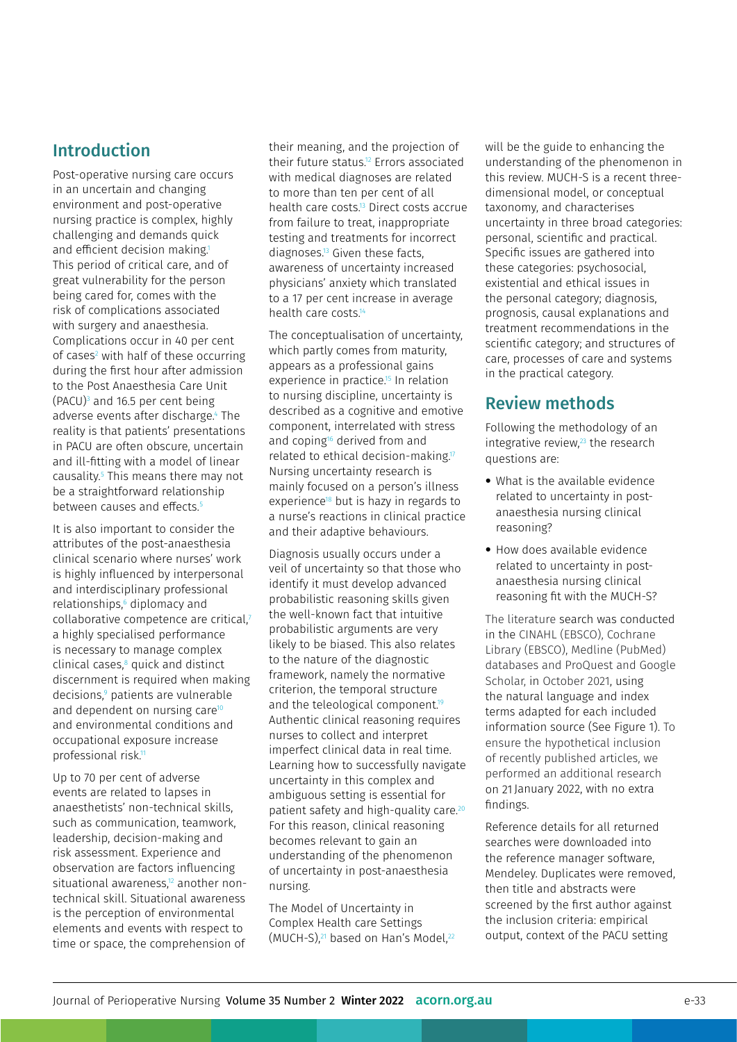## Introduction

Post-operative nursing care occurs in an uncertain and changing environment and post-operative nursing practice is complex, highly challenging and demands quick and efficient decision making.[1] This period of critical care, and of great vulnerability for the person being cared for, comes with the risk of complications associated with surgery and anaesthesia. Complications occur in 40 per cent of cases[2] with half of these occurring during the first hour after admission to the Post Anaesthesia Care Unit (PACU)[3] and 16.5 per cent being adverse events after discharge.[4] The reality is that patients' presentations in PACU are often obscure, uncertain and ill-fitting with a model of linear causality.[5] This means there may not be a straightforward relationship between causes and effects.[5]

It is also important to consider the attributes of the post-anaesthesia clinical scenario where nurses' work is highly influenced by interpersonal and interdisciplinary professional relationships,[6] diplomacy and collaborative competence are critical,[7] a highly specialised performance is necessary to manage complex clinical cases,[8] quick and distinct discernment is required when making decisions,[9] patients are vulnerable and dependent on nursing care[10] and environmental conditions and occupational exposure increase professional risk.[11]

Up to 70 per cent of adverse events are related to lapses in anaesthetists' non-technical skills, such as communication, teamwork, leadership, decision-making and risk assessment. Experience and observation are factors influencing situational awareness,[12] another non-technical skill. Situational awareness is the perception of environmental elements and events with respect to time or space, the comprehension of their meaning, and the projection of their future status.[12] Errors associated with medical diagnoses are related to more than ten per cent of all health care costs.[13] Direct costs accrue from failure to treat, inappropriate testing and treatments for incorrect diagnoses.[13] Given these facts, awareness of uncertainty increased physicians' anxiety which translated to a 17 per cent increase in average health care costs.[14]

The conceptualisation of uncertainty, which partly comes from maturity, appears as a professional gains experience in practice.[15] In relation to nursing discipline, uncertainty is described as a cognitive and emotive component, interrelated with stress and coping[16] derived from and related to ethical decision-making.[17] Nursing uncertainty research is mainly focused on a person's illness experience[18] but is hazy in regards to a nurse's reactions in clinical practice and their adaptive behaviours.

Diagnosis usually occurs under a veil of uncertainty so that those who identify it must develop advanced probabilistic reasoning skills given the well-known fact that intuitive probabilistic arguments are very likely to be biased. This also relates to the nature of the diagnostic framework, namely the normative criterion, the temporal structure and the teleological component.[19] Authentic clinical reasoning requires nurses to collect and interpret imperfect clinical data in real time. Learning how to successfully navigate uncertainty in this complex and ambiguous setting is essential for patient safety and high-quality care.[20] For this reason, clinical reasoning becomes relevant to gain an understanding of the phenomenon of uncertainty in post-anaesthesia nursing.

The Model of Uncertainty in Complex Health care Settings (MUCH-S),[21] based on Han's Model,[22] will be the guide to enhancing the understanding of the phenomenon in this review. MUCH-S is a recent three-dimensional model, or conceptual taxonomy, and characterises uncertainty in three broad categories: personal, scientific and practical. Specific issues are gathered into these categories: psychosocial, existential and ethical issues in the personal category; diagnosis, prognosis, causal explanations and treatment recommendations in the scientific category; and structures of care, processes of care and systems in the practical category.

## Review methods

Following the methodology of an integrative review,[23] the research questions are:

- What is the available evidence related to uncertainty in post-anaesthesia nursing clinical reasoning?
- How does available evidence related to uncertainty in post-anaesthesia nursing clinical reasoning fit with the MUCH-S?

The literature search was conducted in the CINAHL (EBSCO), Cochrane Library (EBSCO), Medline (PubMed) databases and ProQuest and Google Scholar, in October 2021, using the natural language and index terms adapted for each included information source (See Figure 1). To ensure the hypothetical inclusion of recently published articles, we performed an additional research on 21 January 2022, with no extra findings.

Reference details for all returned searches were downloaded into the reference manager software, Mendeley. Duplicates were removed, then title and abstracts were screened by the first author against the inclusion criteria: empirical output, context of the PACU setting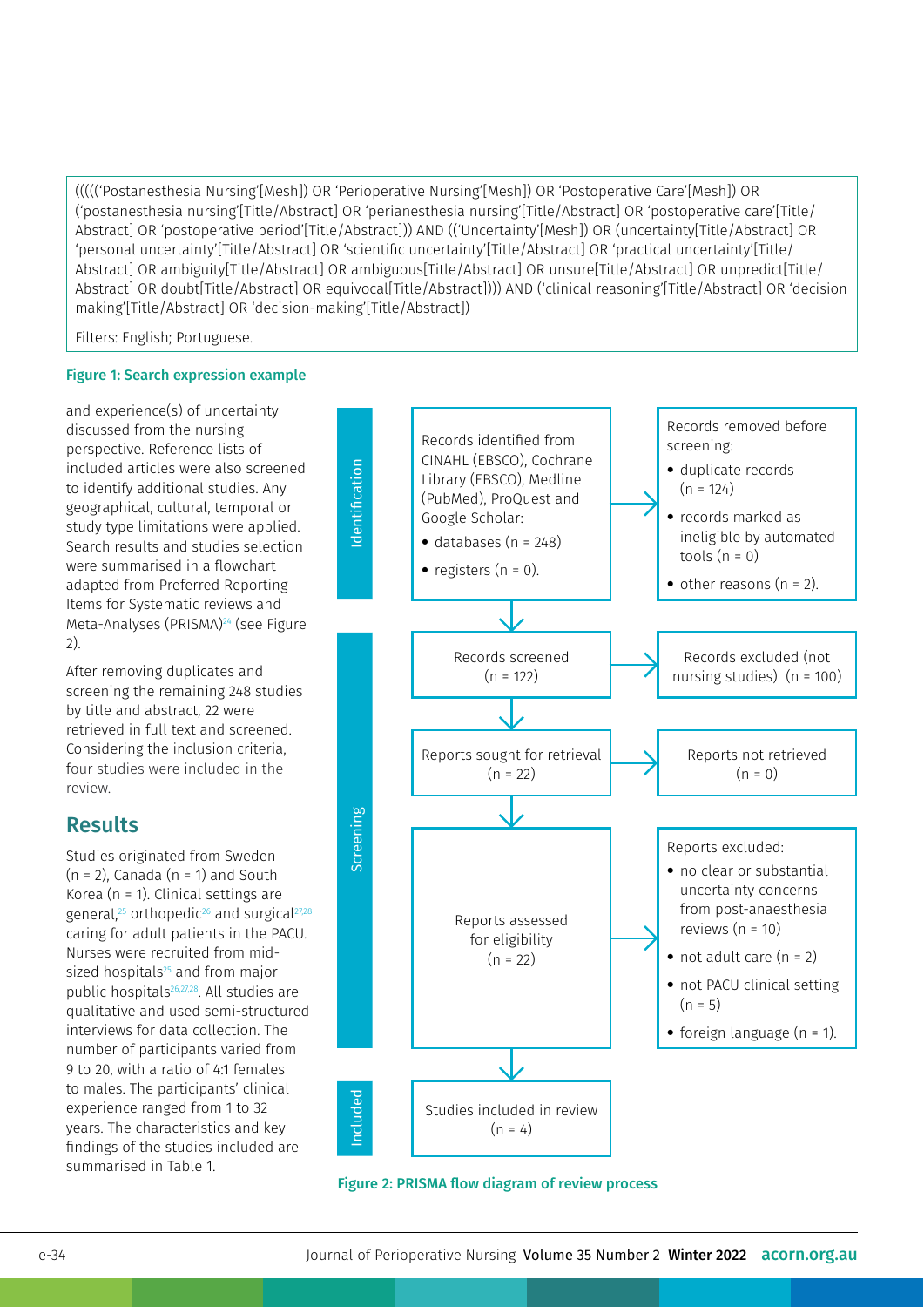(((((‘Postanesthesia Nursing’[Mesh]) OR ‘Perioperative Nursing’[Mesh]) OR ‘Postoperative Care’[Mesh]) OR (‘postanesthesia nursing’[Title/Abstract] OR ‘perianesthesia nursing’[Title/Abstract] OR ‘postoperative care’[Title/Abstract] OR ‘postoperative period’[Title/Abstract])) AND ((‘Uncertainty’[Mesh]) OR (uncertainty[Title/Abstract] OR ‘personal uncertainty’[Title/Abstract] OR ‘scientific uncertainty’[Title/Abstract] OR ‘practical uncertainty’[Title/Abstract] OR ambiguity[Title/Abstract] OR ambiguous[Title/Abstract] OR unsure[Title/Abstract] OR unpredict[Title/Abstract] OR doubt[Title/Abstract] OR equivocal[Title/Abstract]))) AND (‘clinical reasoning’[Title/Abstract] OR ‘decision making’[Title/Abstract] OR ‘decision-making’[Title/Abstract])

Filters: English; Portuguese.

**Figure 1: Search expression example**

and experience(s) of uncertainty discussed from the nursing perspective. Reference lists of included articles were also screened to identify additional studies. Any geographical, cultural, temporal or study type limitations were applied. Search results and studies selection were summarised in a flowchart adapted from Preferred Reporting Items for Systematic reviews and Meta-Analyses (PRISMA)[24] (see Figure 2).

After removing duplicates and screening the remaining 248 studies by title and abstract, 22 were retrieved in full text and screened. Considering the inclusion criteria, four studies were included in the review.

## Results

Studies originated from Sweden (n = 2), Canada (n = 1) and South Korea (n = 1). Clinical settings are general,[25] orthopedic[26] and surgical[27,28] caring for adult patients in the PACU. Nurses were recruited from mid-sized hospitals[25] and from major public hospitals[26,27,28]. All studies are qualitative and used semi-structured interviews for data collection. The number of participants varied from 9 to 20, with a ratio of 4:1 females to males. The participants' clinical experience ranged from 1 to 32 years. The characteristics and key findings of the studies included are summarised in Table 1.

**Identification**

Records identified from CINAHL (EBSCO), Cochrane Library (EBSCO), Medline (PubMed), ProQuest and Google Scholar:
- databases (n = 248)
- registers (n = 0).

Records removed before screening:
- duplicate records (n = 124)
- records marked as ineligible by automated tools (n = 0)
- other reasons (n = 2).

**Screening**

Records screened (n = 122) → Records excluded (not nursing studies) (n = 100)

Reports sought for retrieval (n = 22) → Reports not retrieved (n = 0)

Reports assessed for eligibility (n = 22) → Reports excluded:
- no clear or substantial uncertainty concerns from post-anaesthesia reviews (n = 10)
- not adult care (n = 2)
- not PACU clinical setting (n = 5)
- foreign language (n = 1).

**Included**

Studies included in review (n = 4)

**Figure 2: PRISMA flow diagram of review process**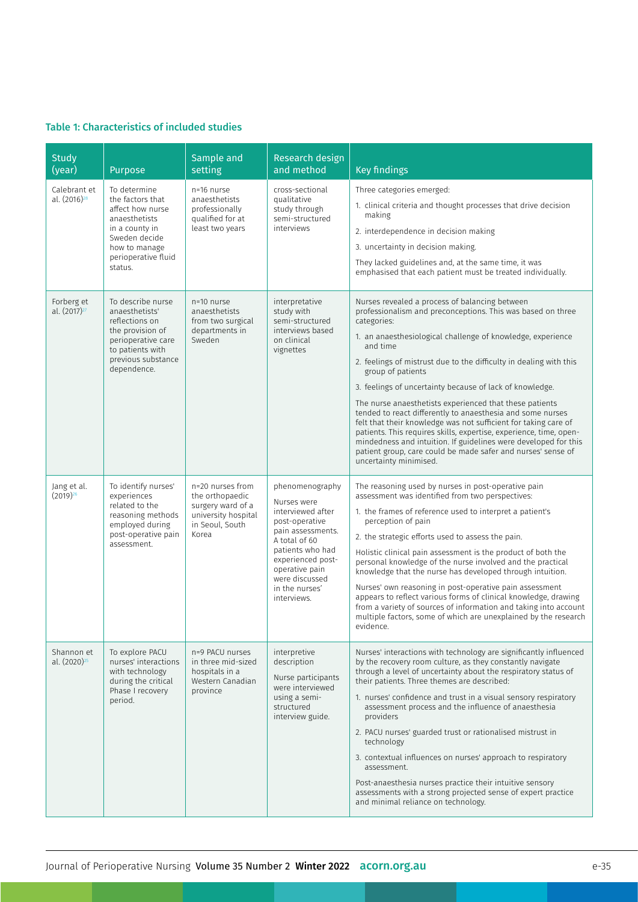**Table 1: Characteristics of included studies**

| Study (year) | Purpose | Sample and setting | Research design and method | Key findings |
|---|---|---|---|---|
| Calebrant et al. (2016)[28] | To determine the factors that affect how nurse anaesthetists in a county in Sweden decide how to manage perioperative fluid status. | n=16 nurse anaesthetists professionally qualified for at least two years | cross-sectional qualitative study through semi-structured interviews | Three categories emerged: <br>1. clinical criteria and thought processes that drive decision making <br>2. interdependence in decision making <br>3. uncertainty in decision making. <br>They lacked guidelines and, at the same time, it was emphasised that each patient must be treated individually. |
| Forberg et al. (2017)[27] | To describe nurse anaesthetists' reflections on the provision of perioperative care to patients with previous substance dependence. | n=10 nurse anaesthetists from two surgical departments in Sweden | interpretative study with semi-structured interviews based on clinical vignettes | Nurses revealed a process of balancing between professionalism and preconceptions. This was based on three categories: <br>1. an anaesthesiological challenge of knowledge, experience and time <br>2. feelings of mistrust due to the difficulty in dealing with this group of patients <br>3. feelings of uncertainty because of lack of knowledge. <br>The nurse anaesthetists experienced that these patients tended to react differently to anaesthesia and some nurses felt that their knowledge was not sufficient for taking care of patients. This requires skills, expertise, experience, time, open-mindedness and intuition. If guidelines were developed for this patient group, care could be made safer and nurses' sense of uncertainty minimised. |
| Jang et al. (2019)[26] | To identify nurses' experiences related to the reasoning methods employed during post-operative pain assessment. | n=20 nurses from the orthopaedic surgery ward of a university hospital in Seoul, South Korea | phenomenography <br>Nurses were interviewed after post-operative pain assessments. A total of 60 patients who had experienced post-operative pain were discussed in the nurses' interviews. | The reasoning used by nurses in post-operative pain assessment was identified from two perspectives: <br>1. the frames of reference used to interpret a patient's perception of pain <br>2. the strategic efforts used to assess the pain. <br>Holistic clinical pain assessment is the product of both the personal knowledge of the nurse involved and the practical knowledge that the nurse has developed through intuition. <br>Nurses' own reasoning in post-operative pain assessment appears to reflect various forms of clinical knowledge, drawing from a variety of sources of information and taking into account multiple factors, some of which are unexplained by the research evidence. |
| Shannon et al. (2020)[25] | To explore PACU nurses' interactions with technology during the critical Phase I recovery period. | n=9 PACU nurses in three mid-sized hospitals in a Western Canadian province | interpretive description <br>Nurse participants were interviewed using a semi-structured interview guide. | Nurses' interactions with technology are significantly influenced by the recovery room culture, as they constantly navigate through a level of uncertainty about the respiratory status of their patients. Three themes are described: <br>1. nurses' confidence and trust in a visual sensory respiratory assessment process and the influence of anaesthesia providers <br>2. PACU nurses' guarded trust or rationalised mistrust in technology <br>3. contextual influences on nurses' approach to respiratory assessment. <br>Post-anaesthesia nurses practice their intuitive sensory assessments with a strong projected sense of expert practice and minimal reliance on technology. |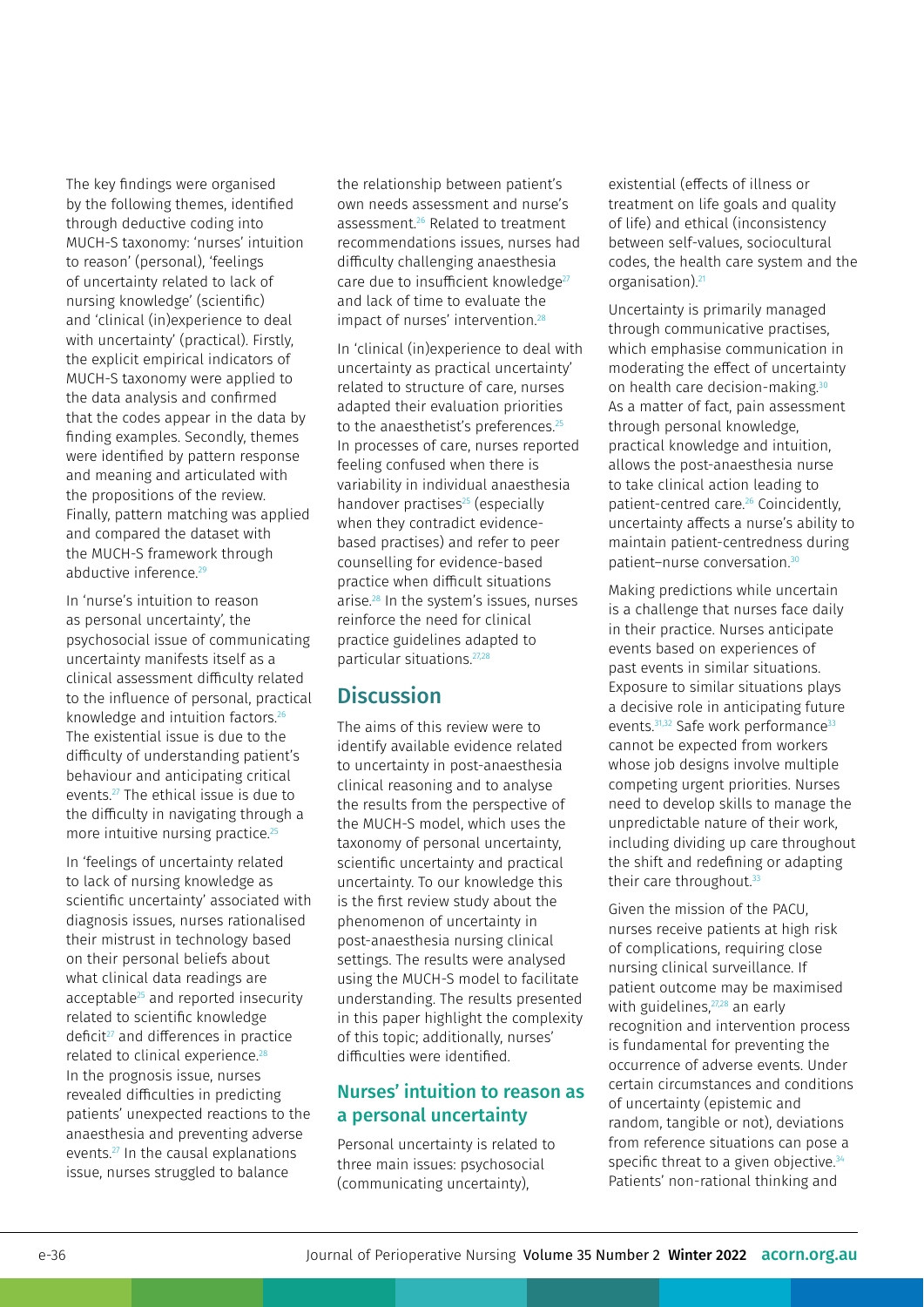The key findings were organised by the following themes, identified through deductive coding into MUCH-S taxonomy: 'nurses' intuition to reason' (personal), 'feelings of uncertainty related to lack of nursing knowledge' (scientific) and 'clinical (in)experience to deal with uncertainty' (practical). Firstly, the explicit empirical indicators of MUCH-S taxonomy were applied to the data analysis and confirmed that the codes appear in the data by finding examples. Secondly, themes were identified by pattern response and meaning and articulated with the propositions of the review. Finally, pattern matching was applied and compared the dataset with the MUCH-S framework through abductive inference.[29]

In 'nurse's intuition to reason as personal uncertainty', the psychosocial issue of communicating uncertainty manifests itself as a clinical assessment difficulty related to the influence of personal, practical knowledge and intuition factors.[26] The existential issue is due to the difficulty of understanding patient's behaviour and anticipating critical events.[27] The ethical issue is due to the difficulty in navigating through a more intuitive nursing practice.[25]

In 'feelings of uncertainty related to lack of nursing knowledge as scientific uncertainty' associated with diagnosis issues, nurses rationalised their mistrust in technology based on their personal beliefs about what clinical data readings are acceptable[25] and reported insecurity related to scientific knowledge deficit[27] and differences in practice related to clinical experience.[28] In the prognosis issue, nurses revealed difficulties in predicting patients' unexpected reactions to the anaesthesia and preventing adverse events.[27] In the causal explanations issue, nurses struggled to balance the relationship between patient's own needs assessment and nurse's assessment.[26] Related to treatment recommendations issues, nurses had difficulty challenging anaesthesia care due to insufficient knowledge[27] and lack of time to evaluate the impact of nurses' intervention.[28]

In 'clinical (in)experience to deal with uncertainty as practical uncertainty' related to structure of care, nurses adapted their evaluation priorities to the anaesthetist's preferences.[25] In processes of care, nurses reported feeling confused when there is variability in individual anaesthesia handover practises[25] (especially when they contradict evidence-based practises) and refer to peer counselling for evidence-based practice when difficult situations arise.[28] In the system's issues, nurses reinforce the need for clinical practice guidelines adapted to particular situations.[27,28]

## Discussion

The aims of this review were to identify available evidence related to uncertainty in post-anaesthesia clinical reasoning and to analyse the results from the perspective of the MUCH-S model, which uses the taxonomy of personal uncertainty, scientific uncertainty and practical uncertainty. To our knowledge this is the first review study about the phenomenon of uncertainty in post-anaesthesia nursing clinical settings. The results were analysed using the MUCH-S model to facilitate understanding. The results presented in this paper highlight the complexity of this topic; additionally, nurses' difficulties were identified.

### Nurses' intuition to reason as a personal uncertainty

Personal uncertainty is related to three main issues: psychosocial (communicating uncertainty), existential (effects of illness or treatment on life goals and quality of life) and ethical (inconsistency between self-values, sociocultural codes, the health care system and the organisation).[21]

Uncertainty is primarily managed through communicative practises, which emphasise communication in moderating the effect of uncertainty on health care decision-making.[30] As a matter of fact, pain assessment through personal knowledge, practical knowledge and intuition, allows the post-anaesthesia nurse to take clinical action leading to patient-centred care.[26] Coincidentally, uncertainty affects a nurse's ability to maintain patient-centredness during patient–nurse conversation.[30]

Making predictions while uncertain is a challenge that nurses face daily in their practice. Nurses anticipate events based on experiences of past events in similar situations. Exposure to similar situations plays a decisive role in anticipating future events.[31,32] Safe work performance[33] cannot be expected from workers whose job designs involve multiple competing urgent priorities. Nurses need to develop skills to manage the unpredictable nature of their work, including dividing up care throughout the shift and redefining or adapting their care throughout.[33]

Given the mission of the PACU, nurses receive patients at high risk of complications, requiring close nursing clinical surveillance. If patient outcome may be maximised with guidelines,[27,28] an early recognition and intervention process is fundamental for preventing the occurrence of adverse events. Under certain circumstances and conditions of uncertainty (epistemic and random, tangible or not), deviations from reference situations can pose a specific threat to a given objective.[34] Patients' non-rational thinking and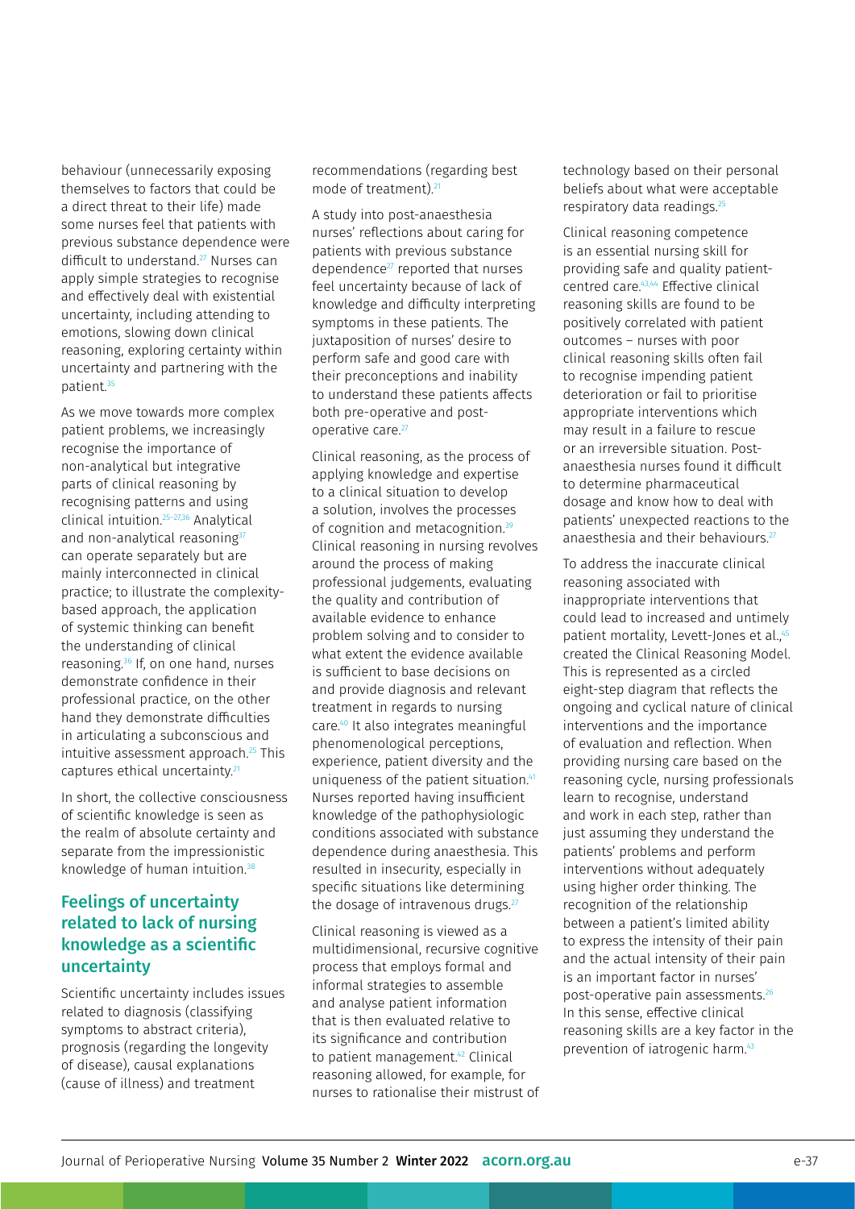behaviour (unnecessarily exposing themselves to factors that could be a direct threat to their life) made some nurses feel that patients with previous substance dependence were difficult to understand.[27] Nurses can apply simple strategies to recognise and effectively deal with existential uncertainty, including attending to emotions, slowing down clinical reasoning, exploring certainty within uncertainty and partnering with the patient.[35]

As we move towards more complex patient problems, we increasingly recognise the importance of non-analytical but integrative parts of clinical reasoning by recognising patterns and using clinical intuition.[25–27,36] Analytical and non-analytical reasoning[37] can operate separately but are mainly interconnected in clinical practice; to illustrate the complexity-based approach, the application of systemic thinking can benefit the understanding of clinical reasoning.[36] If, on one hand, nurses demonstrate confidence in their professional practice, on the other hand they demonstrate difficulties in articulating a subconscious and intuitive assessment approach.[25] This captures ethical uncertainty.[21]

In short, the collective consciousness of scientific knowledge is seen as the realm of absolute certainty and separate from the impressionistic knowledge of human intuition.[38]

## Feelings of uncertainty related to lack of nursing knowledge as a scientific uncertainty

Scientific uncertainty includes issues related to diagnosis (classifying symptoms to abstract criteria), prognosis (regarding the longevity of disease), causal explanations (cause of illness) and treatment recommendations (regarding best mode of treatment).[21]

A study into post-anaesthesia nurses' reflections about caring for patients with previous substance dependence[27] reported that nurses feel uncertainty because of lack of knowledge and difficulty interpreting symptoms in these patients. The juxtaposition of nurses' desire to perform safe and good care with their preconceptions and inability to understand these patients affects both pre-operative and post-operative care.[27]

Clinical reasoning, as the process of applying knowledge and expertise to a clinical situation to develop a solution, involves the processes of cognition and metacognition.[39] Clinical reasoning in nursing revolves around the process of making professional judgements, evaluating the quality and contribution of available evidence to enhance problem solving and to consider to what extent the evidence available is sufficient to base decisions on and provide diagnosis and relevant treatment in regards to nursing care.[40] It also integrates meaningful phenomenological perceptions, experience, patient diversity and the uniqueness of the patient situation.[41] Nurses reported having insufficient knowledge of the pathophysiologic conditions associated with substance dependence during anaesthesia. This resulted in insecurity, especially in specific situations like determining the dosage of intravenous drugs.[27]

Clinical reasoning is viewed as a multidimensional, recursive cognitive process that employs formal and informal strategies to assemble and analyse patient information that is then evaluated relative to its significance and contribution to patient management.[42] Clinical reasoning allowed, for example, for nurses to rationalise their mistrust of technology based on their personal beliefs about what were acceptable respiratory data readings.[25]

Clinical reasoning competence is an essential nursing skill for providing safe and quality patient-centred care.[43,44] Effective clinical reasoning skills are found to be positively correlated with patient outcomes – nurses with poor clinical reasoning skills often fail to recognise impending patient deterioration or fail to prioritise appropriate interventions which may result in a failure to rescue or an irreversible situation. Post-anaesthesia nurses found it difficult to determine pharmaceutical dosage and know how to deal with patients' unexpected reactions to the anaesthesia and their behaviours.[27]

To address the inaccurate clinical reasoning associated with inappropriate interventions that could lead to increased and untimely patient mortality, Levett-Jones et al.,[45] created the Clinical Reasoning Model. This is represented as a circled eight-step diagram that reflects the ongoing and cyclical nature of clinical interventions and the importance of evaluation and reflection. When providing nursing care based on the reasoning cycle, nursing professionals learn to recognise, understand and work in each step, rather than just assuming they understand the patients' problems and perform interventions without adequately using higher order thinking. The recognition of the relationship between a patient's limited ability to express the intensity of their pain and the actual intensity of their pain is an important factor in nurses' post-operative pain assessments.[26] In this sense, effective clinical reasoning skills are a key factor in the prevention of iatrogenic harm.[43]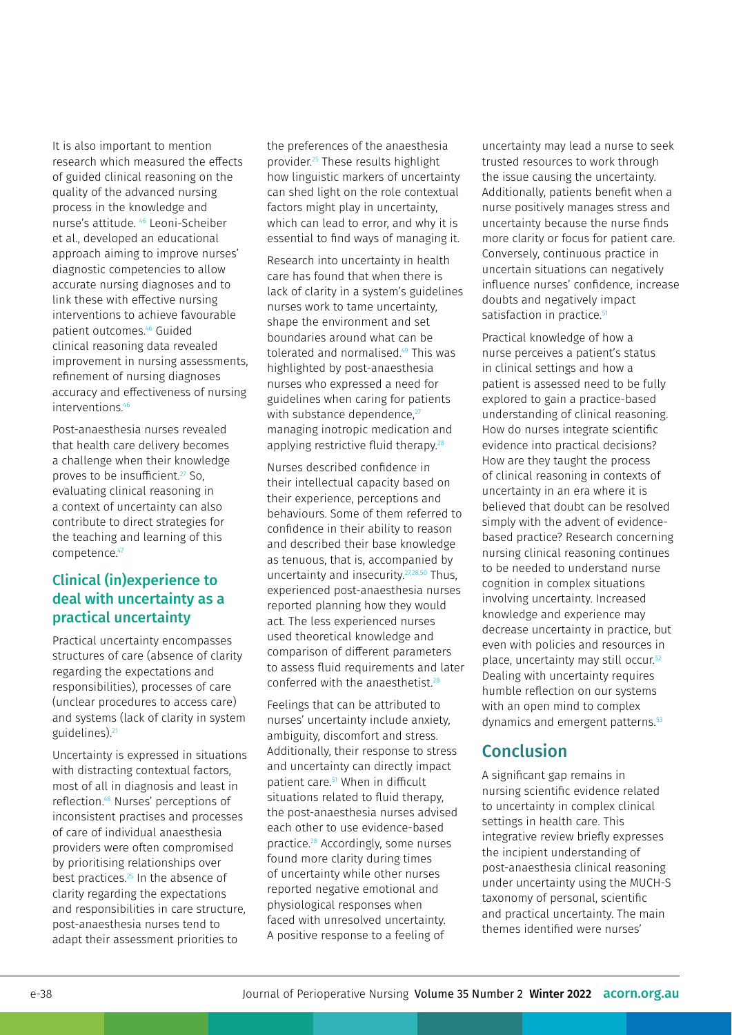It is also important to mention research which measured the effects of guided clinical reasoning on the quality of the advanced nursing process in the knowledge and nurse's attitude. [46] Leoni-Scheiber et al., developed an educational approach aiming to improve nurses' diagnostic competencies to allow accurate nursing diagnoses and to link these with effective nursing interventions to achieve favourable patient outcomes.[46] Guided clinical reasoning data revealed improvement in nursing assessments, refinement of nursing diagnoses accuracy and effectiveness of nursing interventions.[46]

Post-anaesthesia nurses revealed that health care delivery becomes a challenge when their knowledge proves to be insufficient.[27] So, evaluating clinical reasoning in a context of uncertainty can also contribute to direct strategies for the teaching and learning of this competence.[47]

## Clinical (in)experience to deal with uncertainty as a practical uncertainty

Practical uncertainty encompasses structures of care (absence of clarity regarding the expectations and responsibilities), processes of care (unclear procedures to access care) and systems (lack of clarity in system guidelines).[21]

Uncertainty is expressed in situations with distracting contextual factors, most of all in diagnosis and least in reflection.[48] Nurses' perceptions of inconsistent practises and processes of care of individual anaesthesia providers were often compromised by prioritising relationships over best practices.[25] In the absence of clarity regarding the expectations and responsibilities in care structure, post-anaesthesia nurses tend to adapt their assessment priorities to the preferences of the anaesthesia provider.[25] These results highlight how linguistic markers of uncertainty can shed light on the role contextual factors might play in uncertainty, which can lead to error, and why it is essential to find ways of managing it.

Research into uncertainty in health care has found that when there is lack of clarity in a system's guidelines nurses work to tame uncertainty, shape the environment and set boundaries around what can be tolerated and normalised.[49] This was highlighted by post-anaesthesia nurses who expressed a need for guidelines when caring for patients with substance dependence,[27] managing inotropic medication and applying restrictive fluid therapy.[28]

Nurses described confidence in their intellectual capacity based on their experience, perceptions and behaviours. Some of them referred to confidence in their ability to reason and described their base knowledge as tenuous, that is, accompanied by uncertainty and insecurity.[27,28,50] Thus, experienced post-anaesthesia nurses reported planning how they would act. The less experienced nurses used theoretical knowledge and comparison of different parameters to assess fluid requirements and later conferred with the anaesthetist.[28]

Feelings that can be attributed to nurses' uncertainty include anxiety, ambiguity, discomfort and stress. Additionally, their response to stress and uncertainty can directly impact patient care.[51] When in difficult situations related to fluid therapy, the post-anaesthesia nurses advised each other to use evidence-based practice.[28] Accordingly, some nurses found more clarity during times of uncertainty while other nurses reported negative emotional and physiological responses when faced with unresolved uncertainty. A positive response to a feeling of uncertainty may lead a nurse to seek trusted resources to work through the issue causing the uncertainty. Additionally, patients benefit when a nurse positively manages stress and uncertainty because the nurse finds more clarity or focus for patient care. Conversely, continuous practice in uncertain situations can negatively influence nurses' confidence, increase doubts and negatively impact satisfaction in practice.[51]

Practical knowledge of how a nurse perceives a patient's status in clinical settings and how a patient is assessed need to be fully explored to gain a practice-based understanding of clinical reasoning. How do nurses integrate scientific evidence into practical decisions? How are they taught the process of clinical reasoning in contexts of uncertainty in an era where it is believed that doubt can be resolved simply with the advent of evidence-based practice? Research concerning nursing clinical reasoning continues to be needed to understand nurse cognition in complex situations involving uncertainty. Increased knowledge and experience may decrease uncertainty in practice, but even with policies and resources in place, uncertainty may still occur.[52] Dealing with uncertainty requires humble reflection on our systems with an open mind to complex dynamics and emergent patterns.[53]

# Conclusion

A significant gap remains in nursing scientific evidence related to uncertainty in complex clinical settings in health care. This integrative review briefly expresses the incipient understanding of post-anaesthesia clinical reasoning under uncertainty using the MUCH-S taxonomy of personal, scientific and practical uncertainty. The main themes identified were nurses'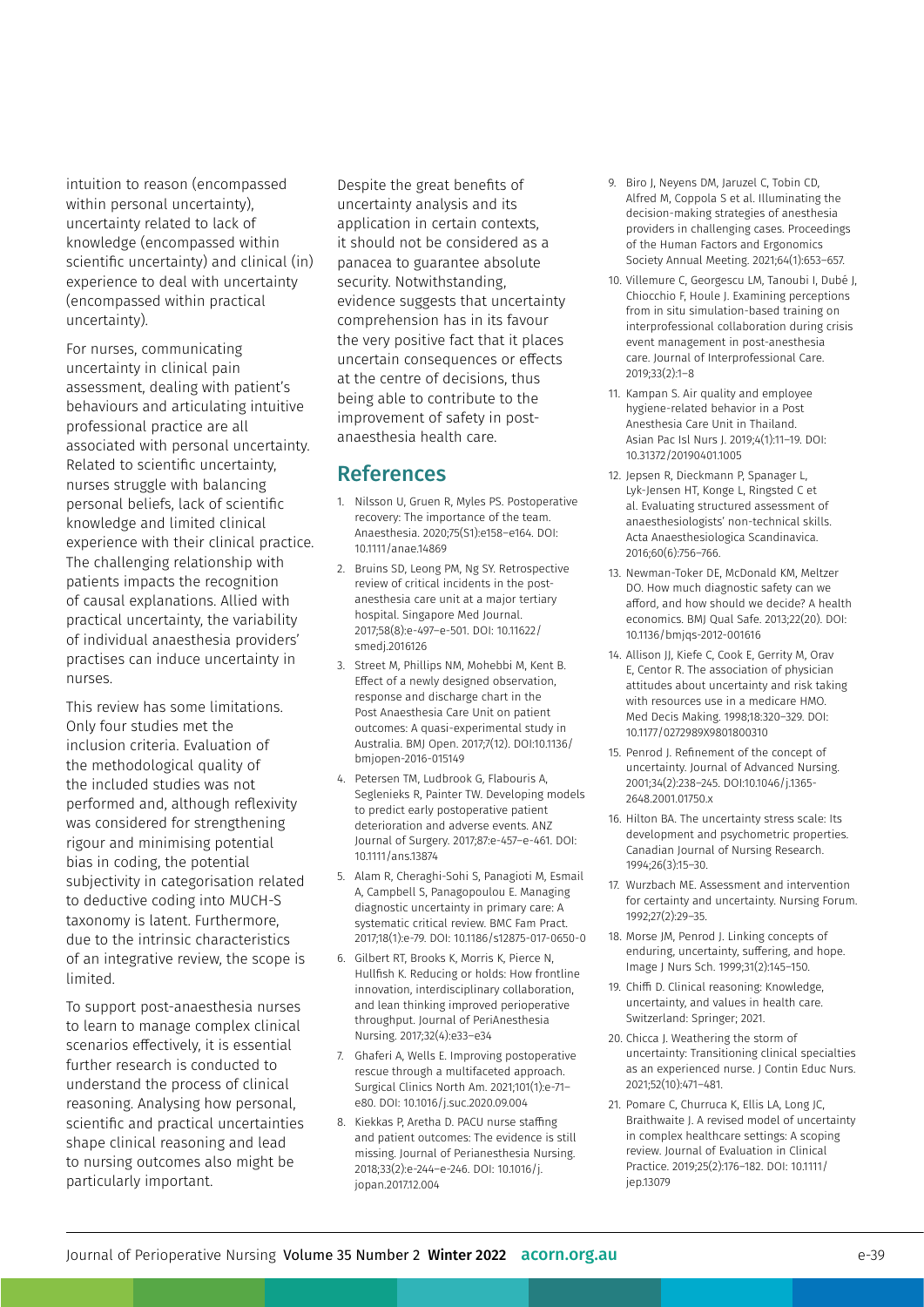intuition to reason (encompassed within personal uncertainty), uncertainty related to lack of knowledge (encompassed within scientific uncertainty) and clinical (in) experience to deal with uncertainty (encompassed within practical uncertainty).

For nurses, communicating uncertainty in clinical pain assessment, dealing with patient's behaviours and articulating intuitive professional practice are all associated with personal uncertainty. Related to scientific uncertainty, nurses struggle with balancing personal beliefs, lack of scientific knowledge and limited clinical experience with their clinical practice. The challenging relationship with patients impacts the recognition of causal explanations. Allied with practical uncertainty, the variability of individual anaesthesia providers' practises can induce uncertainty in nurses.

This review has some limitations. Only four studies met the inclusion criteria. Evaluation of the methodological quality of the included studies was not performed and, although reflexivity was considered for strengthening rigour and minimising potential bias in coding, the potential subjectivity in categorisation related to deductive coding into MUCH-S taxonomy is latent. Furthermore, due to the intrinsic characteristics of an integrative review, the scope is limited.

To support post-anaesthesia nurses to learn to manage complex clinical scenarios effectively, it is essential further research is conducted to understand the process of clinical reasoning. Analysing how personal, scientific and practical uncertainties shape clinical reasoning and lead to nursing outcomes also might be particularly important.

Despite the great benefits of uncertainty analysis and its application in certain contexts, it should not be considered as a panacea to guarantee absolute security. Notwithstanding, evidence suggests that uncertainty comprehension has in its favour the very positive fact that it places uncertain consequences or effects at the centre of decisions, thus being able to contribute to the improvement of safety in post-anaesthesia health care.

## References

1. Nilsson U, Gruen R, Myles PS. Postoperative recovery: The importance of the team. Anaesthesia. 2020;75(S1):e158–e164. DOI: 10.1111/anae.14869
2. Bruins SD, Leong PM, Ng SY. Retrospective review of critical incidents in the post-anesthesia care unit at a major tertiary hospital. Singapore Med Journal. 2017;58(8):e-497–e-501. DOI: 10.11622/smedj.2016126
3. Street M, Phillips NM, Mohebbi M, Kent B. Effect of a newly designed observation, response and discharge chart in the Post Anaesthesia Care Unit on patient outcomes: A quasi-experimental study in Australia. BMJ Open. 2017;7(12). DOI:10.1136/bmjopen-2016-015149
4. Petersen TM, Ludbrook G, Flabouris A, Seglenieks R, Painter TW. Developing models to predict early postoperative patient deterioration and adverse events. ANZ Journal of Surgery. 2017;87:e-457–e-461. DOI: 10.1111/ans.13874
5. Alam R, Cheraghi-Sohi S, Panagioti M, Esmail A, Campbell S, Panagopoulou E. Managing diagnostic uncertainty in primary care: A systematic critical review. BMC Fam Pract. 2017;18(1):e-79. DOI: 10.1186/s12875-017-0650-0
6. Gilbert RT, Brooks K, Morris K, Pierce N, Hullfish K. Reducing or holds: How frontline innovation, interdisciplinary collaboration, and lean thinking improved perioperative throughput. Journal of PeriAnesthesia Nursing. 2017;32(4):e33–e34
7. Ghaferi A, Wells E. Improving postoperative rescue through a multifaceted approach. Surgical Clinics North Am. 2021;101(1):e-71–e80. DOI: 10.1016/j.suc.2020.09.004
8. Kiekkas P, Aretha D. PACU nurse staffing and patient outcomes: The evidence is still missing. Journal of Perianesthesia Nursing. 2018;33(2):e-244–e-246. DOI: 10.1016/j.jopan.2017.12.004
9. Biro J, Neyens DM, Jaruzel C, Tobin CD, Alfred M, Coppola S et al. Illuminating the decision-making strategies of anesthesia providers in challenging cases. Proceedings of the Human Factors and Ergonomics Society Annual Meeting. 2021;64(1):653–657.
10. Villemure C, Georgescu LM, Tanoubi I, Dubé J, Chiocchio F, Houle J. Examining perceptions from in situ simulation-based training on interprofessional collaboration during crisis event management in post-anesthesia care. Journal of Interprofessional Care. 2019;33(2):1–8
11. Kampan S. Air quality and employee hygiene-related behavior in a Post Anesthesia Care Unit in Thailand. Asian Pac Isl Nurs J. 2019;4(1):11–19. DOI: 10.31372/20190401.1005
12. Jepsen R, Dieckmann P, Spanager L, Lyk-Jensen HT, Konge L, Ringsted C et al. Evaluating structured assessment of anaesthesiologists' non-technical skills. Acta Anaesthesiologica Scandinavica. 2016;60(6):756–766.
13. Newman-Toker DE, McDonald KM, Meltzer DO. How much diagnostic safety can we afford, and how should we decide? A health economics. BMJ Qual Safe. 2013;22(20). DOI: 10.1136/bmjqs-2012-001616
14. Allison JJ, Kiefe C, Cook E, Gerrity M, Orav E, Centor R. The association of physician attitudes about uncertainty and risk taking with resources use in a medicare HMO. Med Decis Making. 1998;18:320–329. DOI: 10.1177/0272989X9801800310
15. Penrod J. Refinement of the concept of uncertainty. Journal of Advanced Nursing. 2001;34(2):238–245. DOI:10.1046/j.1365-2648.2001.01750.x
16. Hilton BA. The uncertainty stress scale: Its development and psychometric properties. Canadian Journal of Nursing Research. 1994;26(3):15–30.
17. Wurzbach ME. Assessment and intervention for certainty and uncertainty. Nursing Forum. 1992;27(2):29–35.
18. Morse JM, Penrod J. Linking concepts of enduring, uncertainty, suffering, and hope. Image J Nurs Sch. 1999;31(2):145–150.
19. Chiffi D. Clinical reasoning: Knowledge, uncertainty, and values in health care. Switzerland: Springer; 2021.
20. Chicca J. Weathering the storm of uncertainty: Transitioning clinical specialties as an experienced nurse. J Contin Educ Nurs. 2021;52(10):471–481.
21. Pomare C, Churruca K, Ellis LA, Long JC, Braithwaite J. A revised model of uncertainty in complex healthcare settings: A scoping review. Journal of Evaluation in Clinical Practice. 2019;25(2):176–182. DOI: 10.1111/jep.13079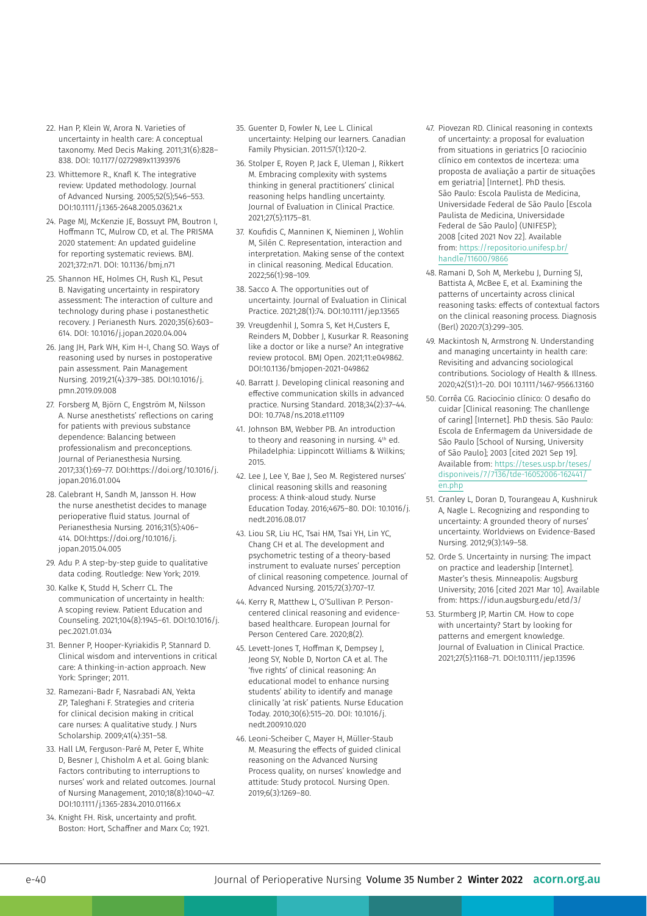22. Han P, Klein W, Arora N. Varieties of uncertainty in health care: A conceptual taxonomy. Med Decis Making. 2011;31(6):828–838. DOI: 10.1177/0272989x11393976
23. Whittemore R., Knafl K. The integrative review: Updated methodology. Journal of Advanced Nursing. 2005;52(5);546–553. DOI:10.1111/j.1365-2648.2005.03621.x
24. Page MJ, McKenzie JE, Bossuyt PM, Boutron I, Hoffmann TC, Mulrow CD, et al. The PRISMA 2020 statement: An updated guideline for reporting systematic reviews. BMJ. 2021;372:n71. DOI: 10.1136/bmj.n71
25. Shannon HE, Holmes CH, Rush KL, Pesut B. Navigating uncertainty in respiratory assessment: The interaction of culture and technology during phase i postanesthetic recovery. J Perianesth Nurs. 2020;35(6):603–614. DOI: 10.1016/j.jopan.2020.04.004
26. Jang JH, Park WH, Kim H-I, Chang SO. Ways of reasoning used by nurses in postoperative pain assessment. Pain Management Nursing. 2019;21(4):379–385. DOI:10.1016/j.pmn.2019.09.008
27. Forsberg M, Björn C, Engström M, Nilsson A. Nurse anesthetists' reflections on caring for patients with previous substance dependence: Balancing between professionalism and preconceptions. Journal of Perianesthesia Nursing. 2017;33(1):69–77. DOI:https://doi.org/10.1016/j.jopan.2016.01.004
28. Calebrant H, Sandh M, Jansson H. How the nurse anesthetist decides to manage perioperative fluid status. Journal of Perianesthesia Nursing. 2016;31(5):406–414. DOI:https://doi.org/10.1016/j.jopan.2015.04.005
29. Adu P. A step-by-step guide to qualitative data coding. Routledge: New York; 2019.
30. Kalke K, Studd H, Scherr CL. The communication of uncertainty in health: A scoping review. Patient Education and Counseling. 2021;104(8):1945–61. DOI:10.1016/j.pec.2021.01.034
31. Benner P, Hooper-Kyriakidis P, Stannard D. Clinical wisdom and interventions in critical care: A thinking-in-action approach. New York: Springer; 2011.
32. Ramezani-Badr F, Nasrabadi AN, Yekta ZP, Taleghani F. Strategies and criteria for clinical decision making in critical care nurses: A qualitative study. J Nurs Scholarship. 2009;41(4):351–58.
33. Hall LM, Ferguson-Paré M, Peter E, White D, Besner J, Chisholm A et al. Going blank: Factors contributing to interruptions to nurses' work and related outcomes. Journal of Nursing Management, 2010;18(8):1040–47. DOI:10.1111/j.1365-2834.2010.01166.x
34. Knight FH. Risk, uncertainty and profit. Boston: Hort, Schaffner and Marx Co; 1921.
35. Guenter D, Fowler N, Lee L. Clinical uncertainty: Helping our learners. Canadian Family Physician. 2011:57(1):120–2.
36. Stolper E, Royen P, Jack E, Uleman J, Rikkert M. Embracing complexity with systems thinking in general practitioners' clinical reasoning helps handling uncertainty. Journal of Evaluation in Clinical Practice. 2021;27(5):1175–81.
37. Koufidis C, Manninen K, Nieminen J, Wohlin M, Silén C. Representation, interaction and interpretation. Making sense of the context in clinical reasoning. Medical Education. 2022;56(1):98–109.
38. Sacco A. The opportunities out of uncertainty. Journal of Evaluation in Clinical Practice. 2021;28(1):74. DOI:10.1111/jep.13565
39. Vreugdenhil J, Somra S, Ket H,Custers E, Reinders M, Dobber J, Kusurkar R. Reasoning like a doctor or like a nurse? An integrative review protocol. BMJ Open. 2021;11:e049862. DOI:10.1136/bmjopen-2021-049862
40. Barratt J. Developing clinical reasoning and effective communication skills in advanced practice. Nursing Standard. 2018;34(2):37–44. DOI: 10.7748/ns.2018.e11109
41. Johnson BM, Webber PB. An introduction to theory and reasoning in nursing. 4th ed. Philadelphia: Lippincott Williams & Wilkins; 2015.
42. Lee J, Lee Y, Bae J, Seo M. Registered nurses' clinical reasoning skills and reasoning process: A think-aloud study. Nurse Education Today. 2016;4675–80. DOI: 10.1016/j.nedt.2016.08.017
43. Liou SR, Liu HC, Tsai HM, Tsai YH, Lin YC, Chang CH et al. The development and psychometric testing of a theory-based instrument to evaluate nurses' perception of clinical reasoning competence. Journal of Advanced Nursing. 2015;72(3):707–17.
44. Kerry R, Matthew L, O'Sullivan P. Person-centered clinical reasoning and evidence-based healthcare. European Journal for Person Centered Care. 2020;8(2).
45. Levett-Jones T, Hoffman K, Dempsey J, Jeong SY, Noble D, Norton CA et al. The 'five rights' of clinical reasoning: An educational model to enhance nursing students' ability to identify and manage clinically 'at risk' patients. Nurse Education Today. 2010;30(6):515–20. DOI: 10.1016/j.nedt.2009.10.020
46. Leoni-Scheiber C, Mayer H, Müller-Staub M. Measuring the effects of guided clinical reasoning on the Advanced Nursing Process quality, on nurses' knowledge and attitude: Study protocol. Nursing Open. 2019;6(3):1269–80.
47. Piovezan RD. Clinical reasoning in contexts of uncertainty: a proposal for evaluation from situations in geriatrics [O raciocínio clínico em contextos de incerteza: uma proposta de avaliação a partir de situações em geriatria] [Internet]. PhD thesis. São Paulo: Escola Paulista de Medicina, Universidade Federal de São Paulo [Escola Paulista de Medicina, Universidade Federal de São Paulo] (UNIFESP); 2008 [cited 2021 Nov 22]. Available from: https://repositorio.unifesp.br/handle/11600/9866
48. Ramani D, Soh M, Merkebu J, Durning SJ, Battista A, McBee E, et al. Examining the patterns of uncertainty across clinical reasoning tasks: effects of contextual factors on the clinical reasoning process. Diagnosis (Berl) 2020:7(3):299–305.
49. Mackintosh N, Armstrong N. Understanding and managing uncertainty in health care: Revisiting and advancing sociological contributions. Sociology of Health & Illness. 2020;42(S1):1–20. DOI 10.1111/1467-9566.13160
50. Corrêa CG. Raciocínio clínico: O desafio do cuidar [Clinical reasoning: The chanllenge of caring] [Internet]. PhD thesis. São Paulo: Escola de Enfermagem da Universidade de São Paulo [School of Nursing, University of São Paulo]; 2003 [cited 2021 Sep 19]. Available from: https://teses.usp.br/teses/disponiveis/7/7136/tde-16052006-162441/en.php
51. Cranley L, Doran D, Tourangeau A, Kushniruk A, Nagle L. Recognizing and responding to uncertainty: A grounded theory of nurses' uncertainty. Worldviews on Evidence-Based Nursing. 2012;9(3):149–58.
52. Orde S. Uncertainty in nursing: The impact on practice and leadership [Internet]. Master's thesis. Minneapolis: Augsburg University; 2016 [cited 2021 Mar 10]. Available from: https://idun.augsburg.edu/etd/3/
53. Sturmberg JP, Martin CM. How to cope with uncertainty? Start by looking for patterns and emergent knowledge. Journal of Evaluation in Clinical Practice. 2021;27(5):1168–71. DOI:10.1111/jep.13596